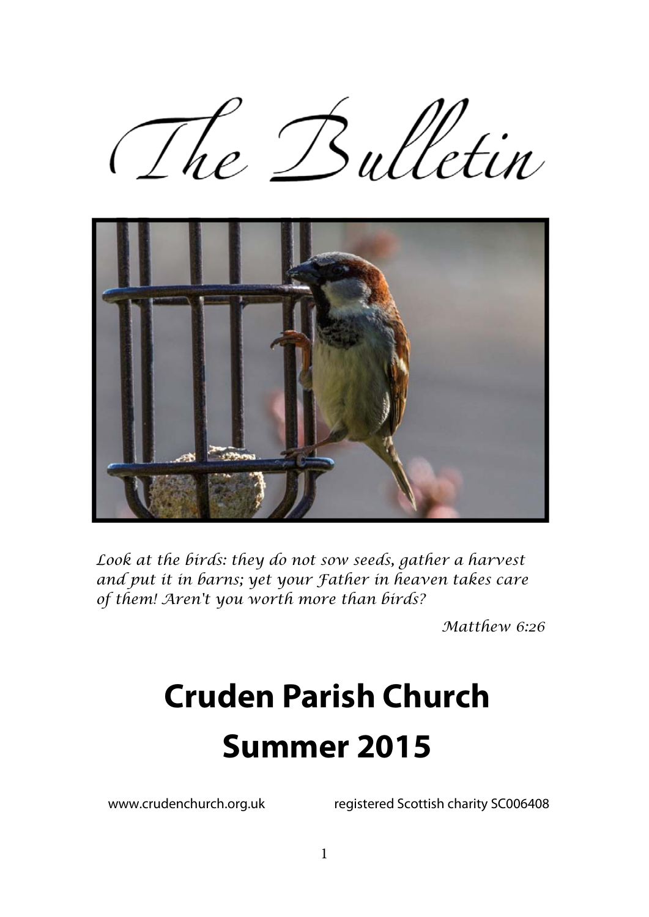# The Bulletin

*Look at the birds: they do not sow seeds, gather a harvest and put it in barns; yet your Father in heaven takes care of them! Aren't you worth more than birds?*

*Matthew 6:26*

# Cruden Parish Church

# Summer 2015

www.crudenchurch.org.uk registered Scottish charity SC006408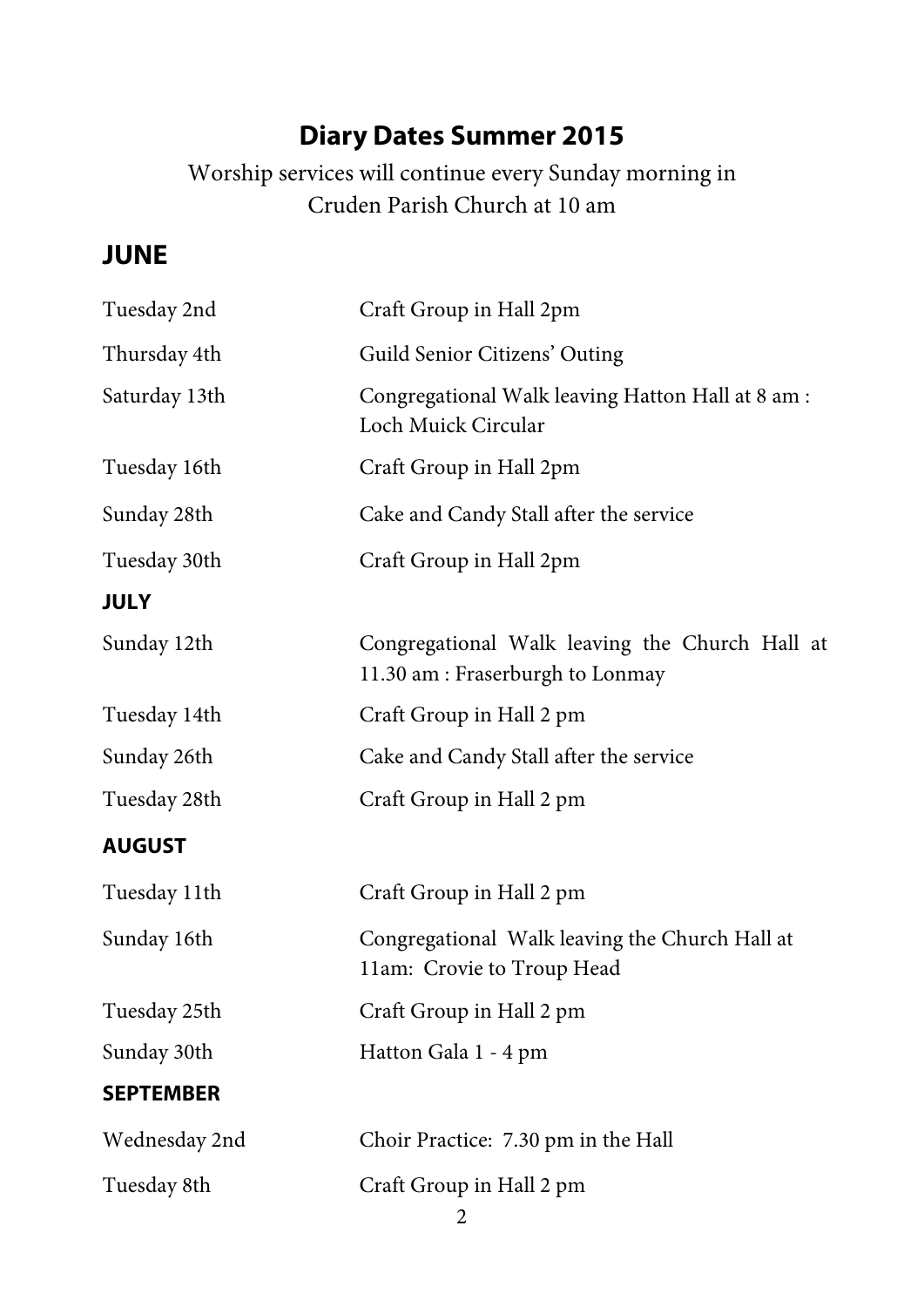## Diary Dates Summer 2015

Worship services will continue every Sunday morning in Cruden Parish Church at 10 am

### JUNE

| | |
|---|---|
| Tuesday 2nd | Craft Group in Hall 2pm |
| Thursday 4th | Guild Senior Citizens' Outing |
| Saturday 13th | Congregational Walk leaving Hatton Hall at 8 am : Loch Muick Circular |
| Tuesday 16th | Craft Group in Hall 2pm |
| Sunday 28th | Cake and Candy Stall after the service |
| Tuesday 30th | Craft Group in Hall 2pm |

### JULY

| | |
|---|---|
| Sunday 12th | Congregational Walk leaving the Church Hall at 11.30 am : Fraserburgh to Lonmay |
| Tuesday 14th | Craft Group in Hall 2 pm |
| Sunday 26th | Cake and Candy Stall after the service |
| Tuesday 28th | Craft Group in Hall 2 pm |

### AUGUST

| | |
|---|---|
| Tuesday 11th | Craft Group in Hall 2 pm |
| Sunday 16th | Congregational Walk leaving the Church Hall at 11am: Crovie to Troup Head |
| Tuesday 25th | Craft Group in Hall 2 pm |
| Sunday 30th | Hatton Gala 1 - 4 pm |

### SEPTEMBER

| | |
|---|---|
| Wednesday 2nd | Choir Practice: 7.30 pm in the Hall |
| Tuesday 8th | Craft Group in Hall 2 pm |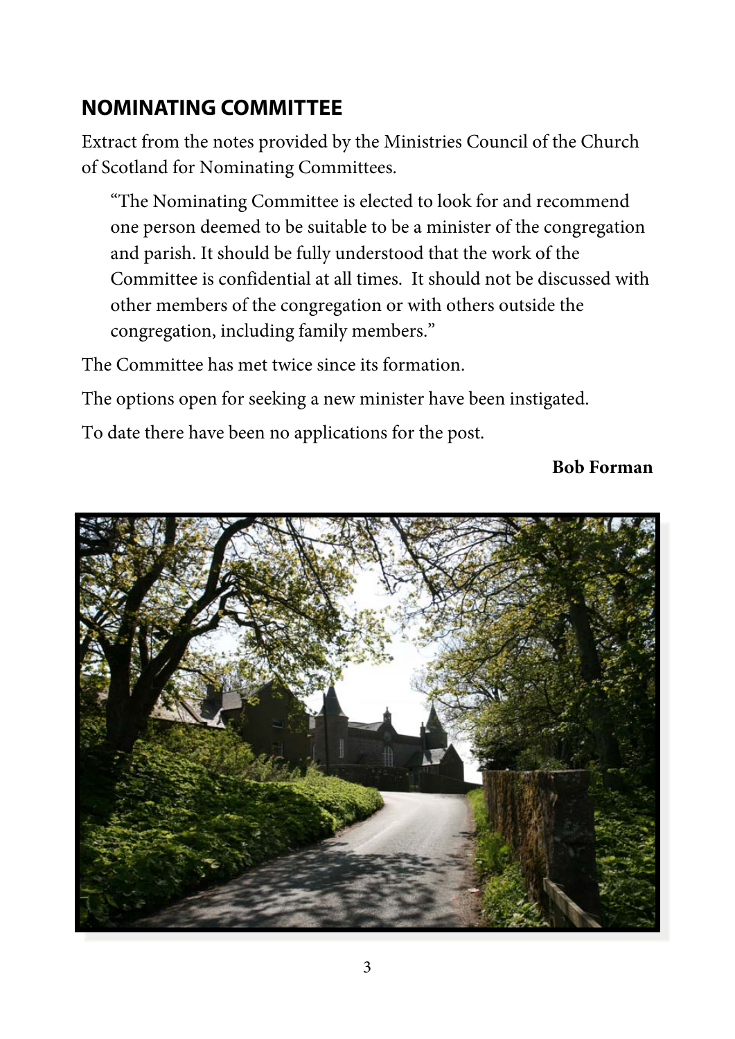## NOMINATING COMMITTEE

Extract from the notes provided by the Ministries Council of the Church of Scotland for Nominating Committees.

> "The Nominating Committee is elected to look for and recommend one person deemed to be suitable to be a minister of the congregation and parish. It should be fully understood that the work of the Committee is confidential at all times. It should not be discussed with other members of the congregation or with others outside the congregation, including family members."

The Committee has met twice since its formation.

The options open for seeking a new minister have been instigated.

To date there have been no applications for the post.

**Bob Forman**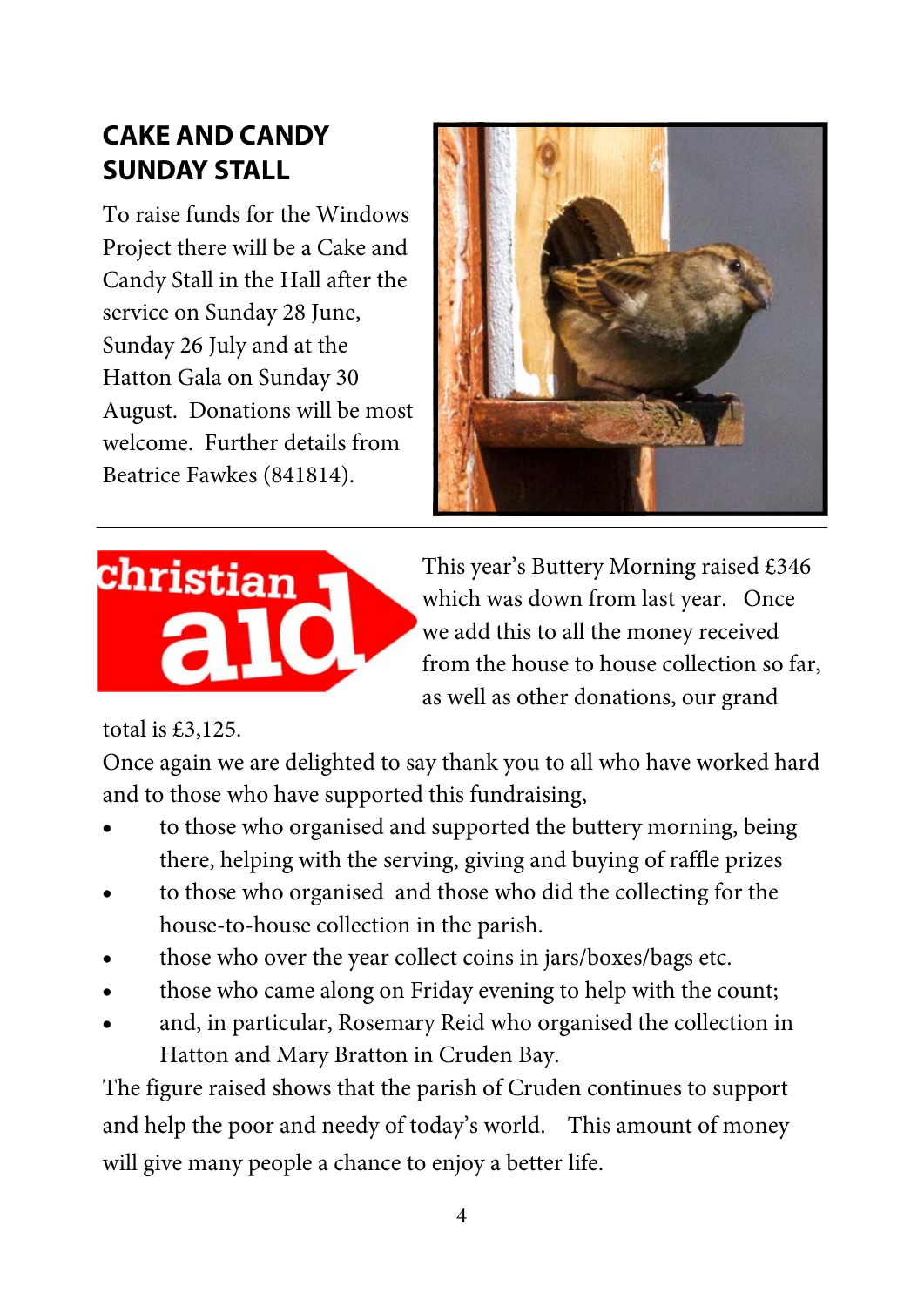## CAKE AND CANDY SUNDAY STALL

To raise funds for the Windows Project there will be a Cake and Candy Stall in the Hall after the service on Sunday 28 June, Sunday 26 July and at the Hatton Gala on Sunday 30 August. Donations will be most welcome. Further details from Beatrice Fawkes (841814).

---

christian aid

This year's Buttery Morning raised £346 which was down from last year. Once we add this to all the money received from the house to house collection so far, as well as other donations, our grand total is £3,125.

Once again we are delighted to say thank you to all who have worked hard and to those who have supported this fundraising,

- to those who organised and supported the buttery morning, being there, helping with the serving, giving and buying of raffle prizes
- to those who organised and those who did the collecting for the house-to-house collection in the parish.
- those who over the year collect coins in jars/boxes/bags etc.
- those who came along on Friday evening to help with the count;
- and, in particular, Rosemary Reid who organised the collection in Hatton and Mary Bratton in Cruden Bay.

The figure raised shows that the parish of Cruden continues to support and help the poor and needy of today's world. This amount of money will give many people a chance to enjoy a better life.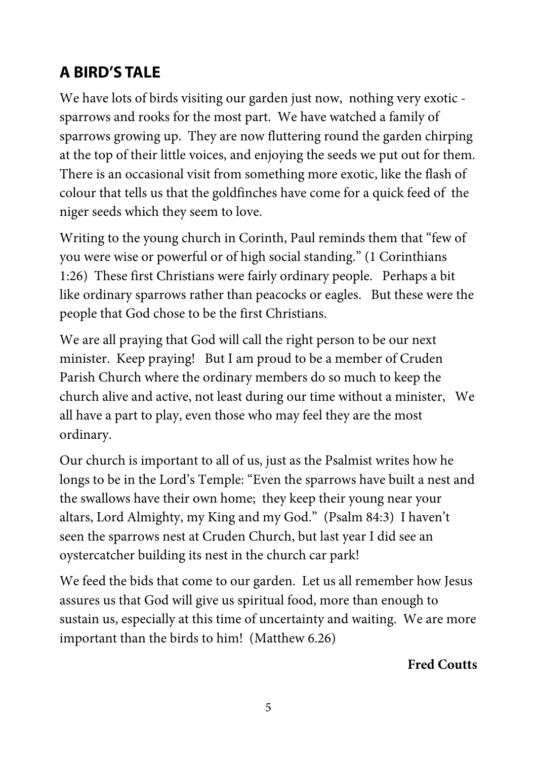## A BIRD'S TALE

We have lots of birds visiting our garden just now, nothing very exotic - sparrows and rooks for the most part. We have watched a family of sparrows growing up. They are now fluttering round the garden chirping at the top of their little voices, and enjoying the seeds we put out for them. There is an occasional visit from something more exotic, like the flash of colour that tells us that the goldfinches have come for a quick feed of the niger seeds which they seem to love.

Writing to the young church in Corinth, Paul reminds them that "few of you were wise or powerful or of high social standing." (1 Corinthians 1:26) These first Christians were fairly ordinary people. Perhaps a bit like ordinary sparrows rather than peacocks or eagles. But these were the people that God chose to be the first Christians.

We are all praying that God will call the right person to be our next minister. Keep praying! But I am proud to be a member of Cruden Parish Church where the ordinary members do so much to keep the church alive and active, not least during our time without a minister, We all have a part to play, even those who may feel they are the most ordinary.

Our church is important to all of us, just as the Psalmist writes how he longs to be in the Lord's Temple: "Even the sparrows have built a nest and the swallows have their own home; they keep their young near your altars, Lord Almighty, my King and my God." (Psalm 84:3) I haven't seen the sparrows nest at Cruden Church, but last year I did see an oystercatcher building its nest in the church car park!

We feed the bids that come to our garden. Let us all remember how Jesus assures us that God will give us spiritual food, more than enough to sustain us, especially at this time of uncertainty and waiting. We are more important than the birds to him! (Matthew 6.26)

**Fred Coutts**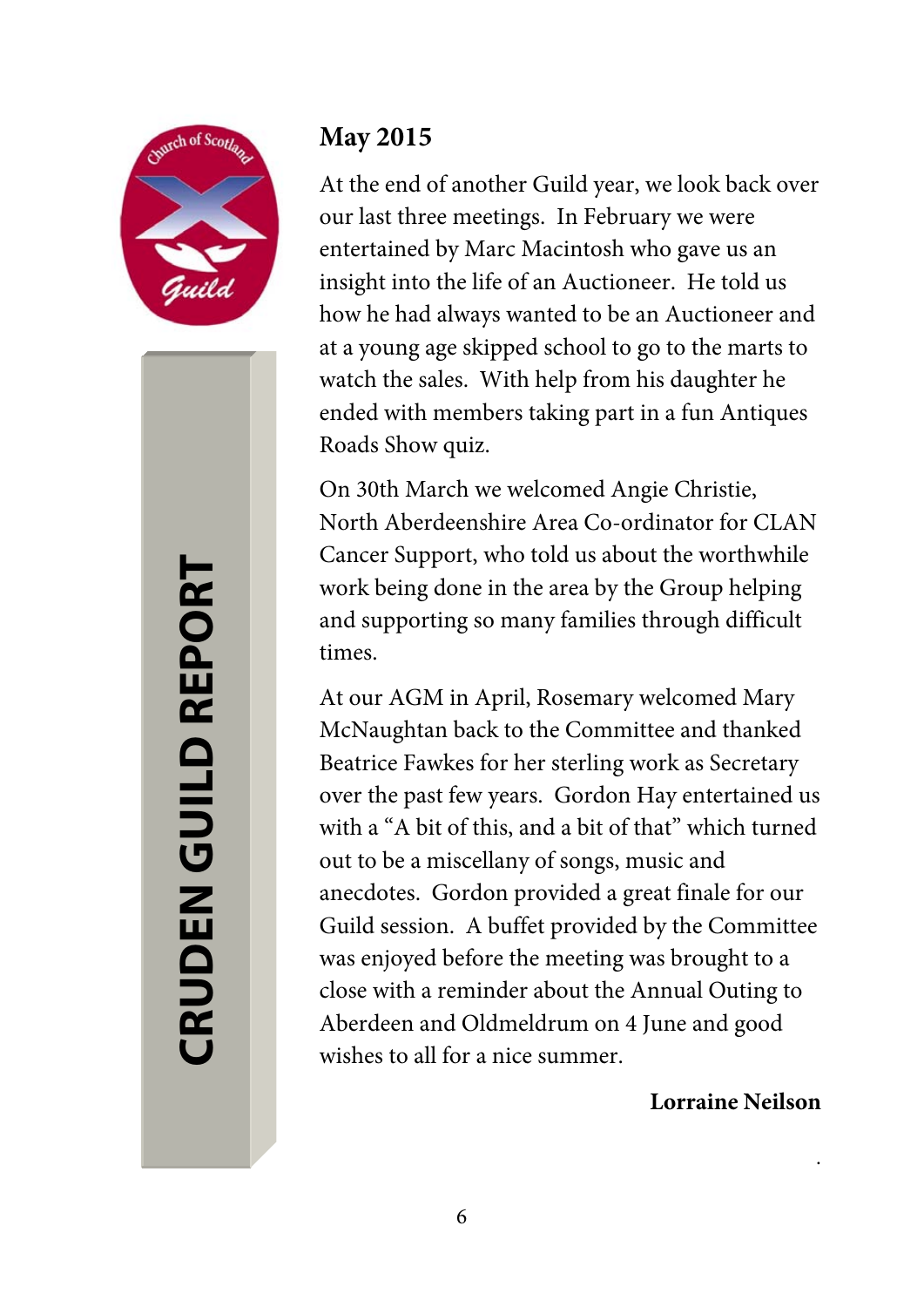# CRUDEN GUILD REPORT

## May 2015

At the end of another Guild year, we look back over our last three meetings. In February we were entertained by Marc Macintosh who gave us an insight into the life of an Auctioneer. He told us how he had always wanted to be an Auctioneer and at a young age skipped school to go to the marts to watch the sales. With help from his daughter he ended with members taking part in a fun Antiques Roads Show quiz.

On 30th March we welcomed Angie Christie, North Aberdeenshire Area Co-ordinator for CLAN Cancer Support, who told us about the worthwhile work being done in the area by the Group helping and supporting so many families through difficult times.

At our AGM in April, Rosemary welcomed Mary McNaughtan back to the Committee and thanked Beatrice Fawkes for her sterling work as Secretary over the past few years. Gordon Hay entertained us with a "A bit of this, and a bit of that" which turned out to be a miscellany of songs, music and anecdotes. Gordon provided a great finale for our Guild session. A buffet provided by the Committee was enjoyed before the meeting was brought to a close with a reminder about the Annual Outing to Aberdeen and Oldmeldrum on 4 June and good wishes to all for a nice summer.

**Lorraine Neilson**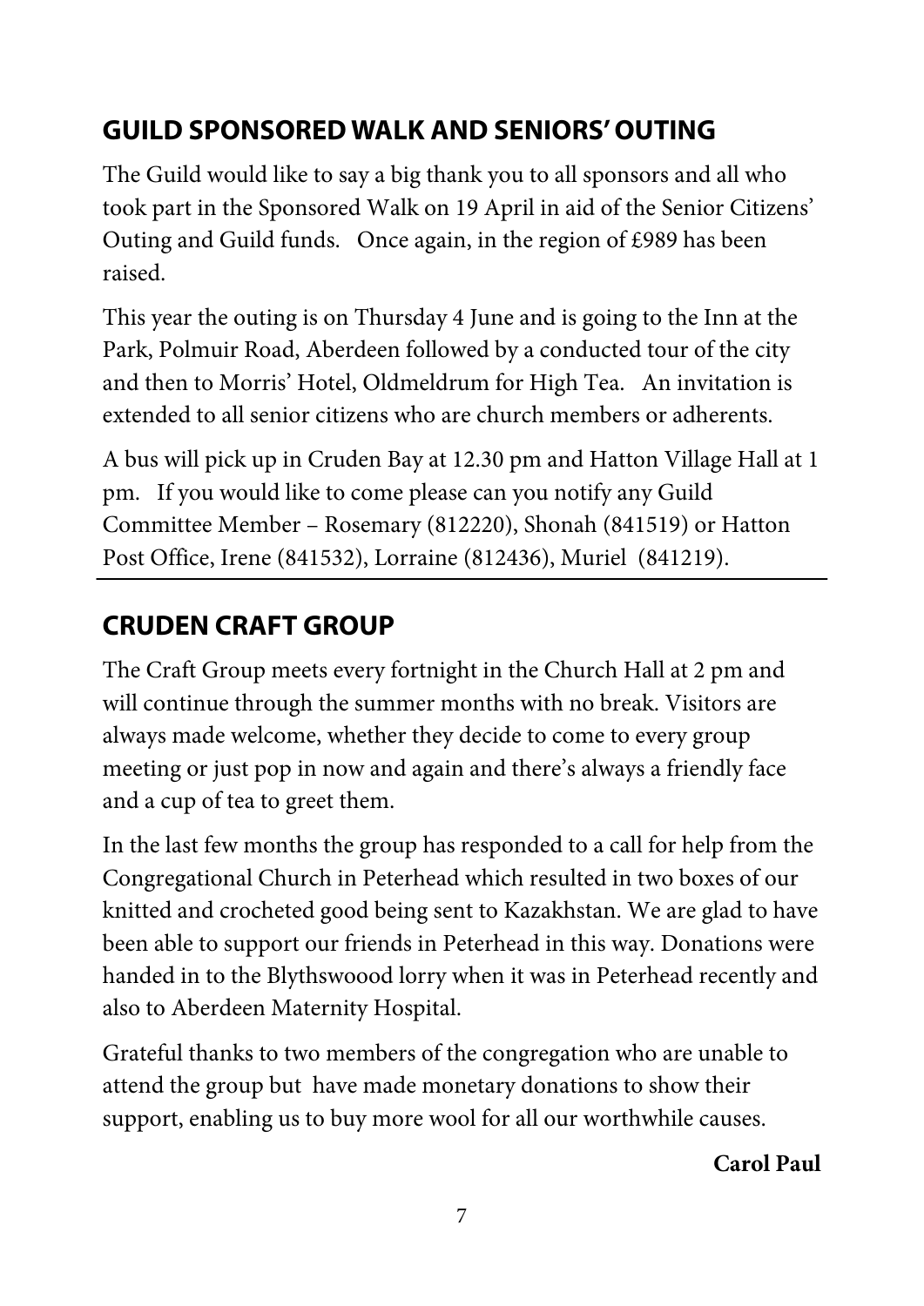## GUILD SPONSORED WALK AND SENIORS' OUTING

The Guild would like to say a big thank you to all sponsors and all who took part in the Sponsored Walk on 19 April in aid of the Senior Citizens' Outing and Guild funds. Once again, in the region of £989 has been raised.

This year the outing is on Thursday 4 June and is going to the Inn at the Park, Polmuir Road, Aberdeen followed by a conducted tour of the city and then to Morris' Hotel, Oldmeldrum for High Tea. An invitation is extended to all senior citizens who are church members or adherents.

A bus will pick up in Cruden Bay at 12.30 pm and Hatton Village Hall at 1 pm. If you would like to come please can you notify any Guild Committee Member – Rosemary (812220), Shonah (841519) or Hatton Post Office, Irene (841532), Lorraine (812436), Muriel (841219).

---

## CRUDEN CRAFT GROUP

The Craft Group meets every fortnight in the Church Hall at 2 pm and will continue through the summer months with no break. Visitors are always made welcome, whether they decide to come to every group meeting or just pop in now and again and there's always a friendly face and a cup of tea to greet them.

In the last few months the group has responded to a call for help from the Congregational Church in Peterhead which resulted in two boxes of our knitted and crocheted good being sent to Kazakhstan. We are glad to have been able to support our friends in Peterhead in this way. Donations were handed in to the Blythswoood lorry when it was in Peterhead recently and also to Aberdeen Maternity Hospital.

Grateful thanks to two members of the congregation who are unable to attend the group but have made monetary donations to show their support, enabling us to buy more wool for all our worthwhile causes.

**Carol Paul**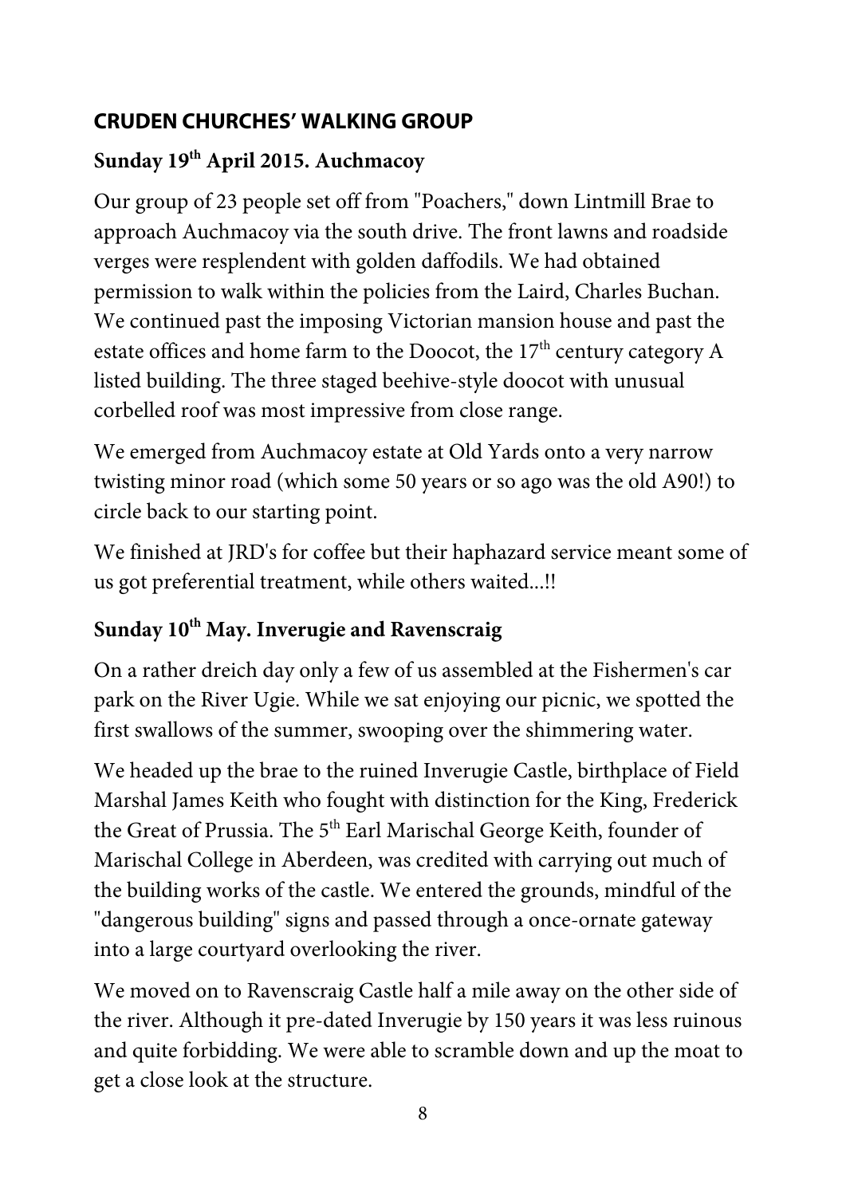## CRUDEN CHURCHES' WALKING GROUP

### Sunday 19th April 2015. Auchmacoy

Our group of 23 people set off from "Poachers," down Lintmill Brae to approach Auchmacoy via the south drive. The front lawns and roadside verges were resplendent with golden daffodils. We had obtained permission to walk within the policies from the Laird, Charles Buchan. We continued past the imposing Victorian mansion house and past the estate offices and home farm to the Doocot, the 17th century category A listed building. The three staged beehive-style doocot with unusual corbelled roof was most impressive from close range.

We emerged from Auchmacoy estate at Old Yards onto a very narrow twisting minor road (which some 50 years or so ago was the old A90!) to circle back to our starting point.

We finished at JRD's for coffee but their haphazard service meant some of us got preferential treatment, while others waited...!!

### Sunday 10th May. Inverugie and Ravenscraig

On a rather dreich day only a few of us assembled at the Fishermen's car park on the River Ugie. While we sat enjoying our picnic, we spotted the first swallows of the summer, swooping over the shimmering water.

We headed up the brae to the ruined Inverugie Castle, birthplace of Field Marshal James Keith who fought with distinction for the King, Frederick the Great of Prussia. The 5th Earl Marischal George Keith, founder of Marischal College in Aberdeen, was credited with carrying out much of the building works of the castle. We entered the grounds, mindful of the "dangerous building" signs and passed through a once-ornate gateway into a large courtyard overlooking the river.

We moved on to Ravenscraig Castle half a mile away on the other side of the river. Although it pre-dated Inverugie by 150 years it was less ruinous and quite forbidding. We were able to scramble down and up the moat to get a close look at the structure.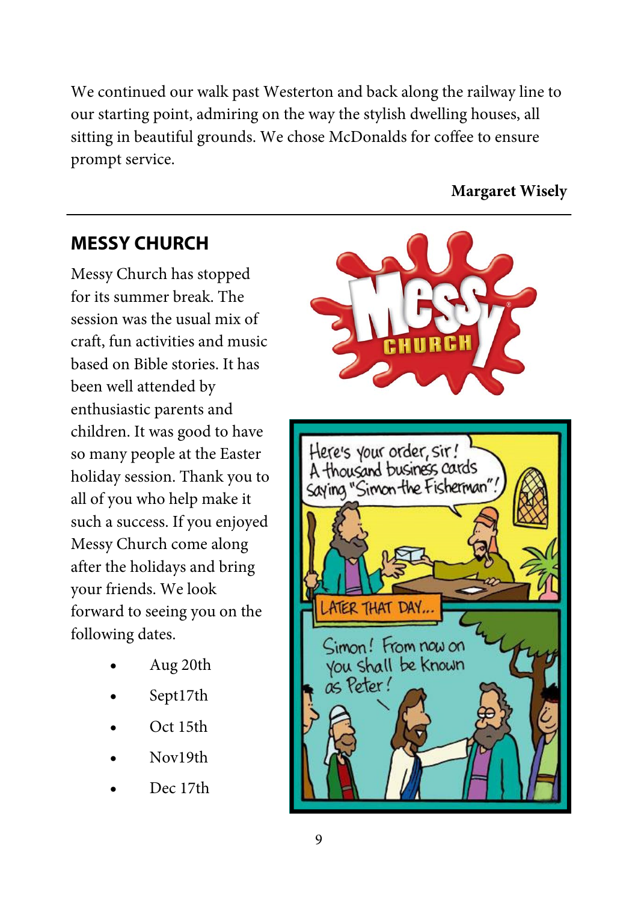We continued our walk past Westerton and back along the railway line to our starting point, admiring on the way the stylish dwelling houses, all sitting in beautiful grounds. We chose McDonalds for coffee to ensure prompt service.

**Margaret Wisely**

---

## MESSY CHURCH

Messy Church has stopped for its summer break. The session was the usual mix of craft, fun activities and music based on Bible stories. It has been well attended by enthusiastic parents and children. It was good to have so many people at the Easter holiday session. Thank you to all of you who help make it such a success. If you enjoyed Messy Church come along after the holidays and bring your friends. We look forward to seeing you on the following dates.

- Aug 20th
- Sept17th
- Oct 15th
- Nov19th
- Dec 17th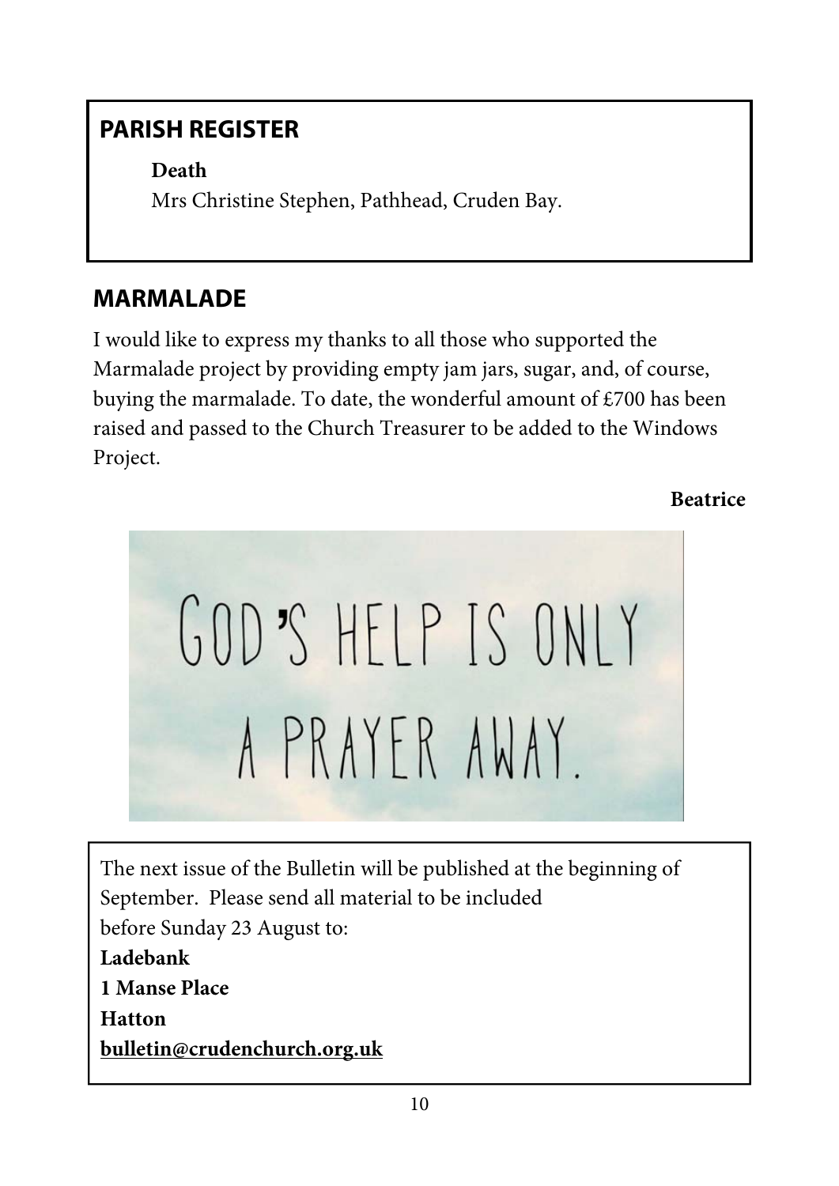## PARISH REGISTER

**Death**

Mrs Christine Stephen, Pathhead, Cruden Bay.

## MARMALADE

I would like to express my thanks to all those who supported the Marmalade project by providing empty jam jars, sugar, and, of course, buying the marmalade. To date, the wonderful amount of £700 has been raised and passed to the Church Treasurer to be added to the Windows Project.

**Beatrice**

GOD'S HELP IS ONLY A PRAYER AWAY.

The next issue of the Bulletin will be published at the beginning of September. Please send all material to be included before Sunday 23 August to:

**Ladebank**
**1 Manse Place**
**Hatton**
**bulletin@crudenchurch.org.uk**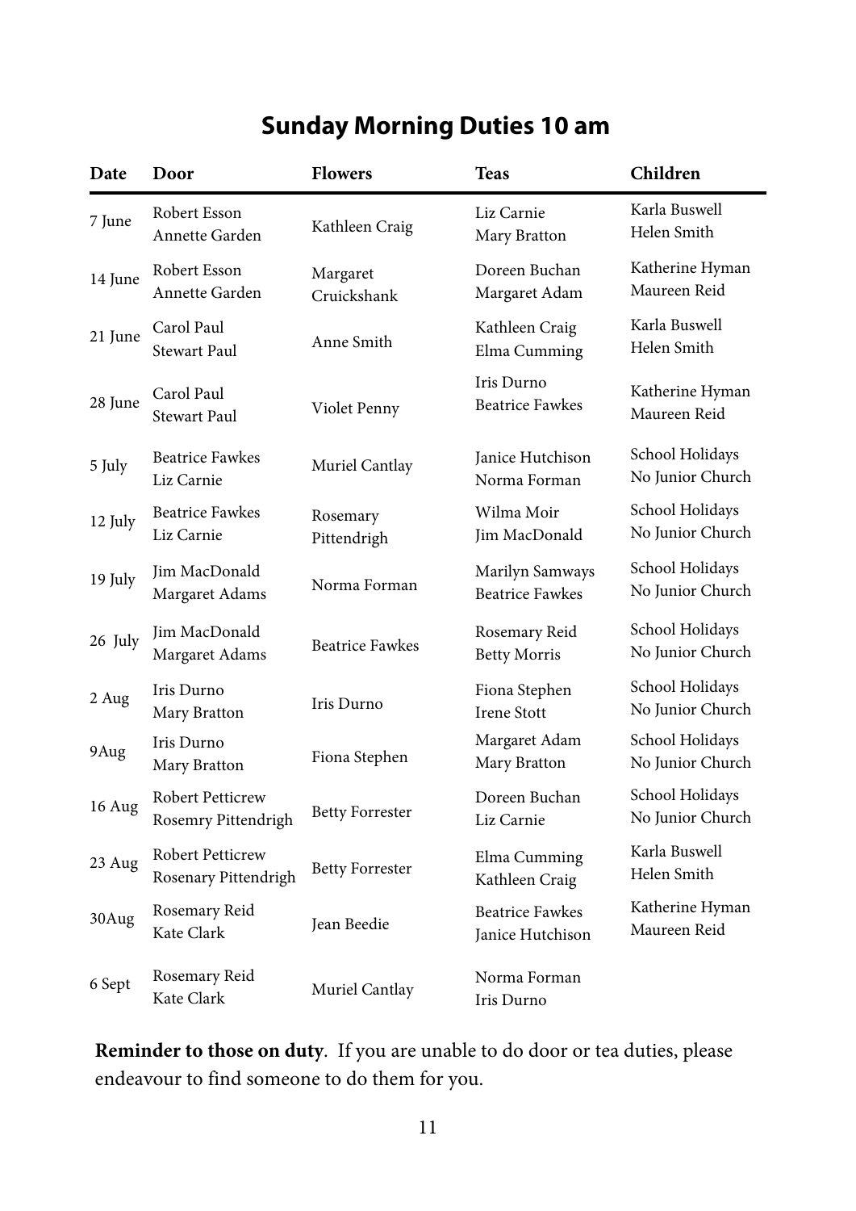## Sunday Morning Duties 10 am

| Date | Door | Flowers | Teas | Children |
|---|---|---|---|---|
| 7 June | Robert Esson<br>Annette Garden | Kathleen Craig | Liz Carnie<br>Mary Bratton | Karla Buswell<br>Helen Smith |
| 14 June | Robert Esson<br>Annette Garden | Margaret Cruickshank | Doreen Buchan<br>Margaret Adam | Katherine Hyman<br>Maureen Reid |
| 21 June | Carol Paul<br>Stewart Paul | Anne Smith | Kathleen Craig<br>Elma Cumming | Karla Buswell<br>Helen Smith |
| 28 June | Carol Paul<br>Stewart Paul | Violet Penny | Iris Durno<br>Beatrice Fawkes | Katherine Hyman<br>Maureen Reid |
| 5 July | Beatrice Fawkes<br>Liz Carnie | Muriel Cantlay | Janice Hutchison<br>Norma Forman | School Holidays<br>No Junior Church |
| 12 July | Beatrice Fawkes<br>Liz Carnie | Rosemary Pittendrigh | Wilma Moir<br>Jim MacDonald | School Holidays<br>No Junior Church |
| 19 July | Jim MacDonald<br>Margaret Adams | Norma Forman | Marilyn Samways<br>Beatrice Fawkes | School Holidays<br>No Junior Church |
| 26 July | Jim MacDonald<br>Margaret Adams | Beatrice Fawkes | Rosemary Reid<br>Betty Morris | School Holidays<br>No Junior Church |
| 2 Aug | Iris Durno<br>Mary Bratton | Iris Durno | Fiona Stephen<br>Irene Stott | School Holidays<br>No Junior Church |
| 9Aug | Iris Durno<br>Mary Bratton | Fiona Stephen | Margaret Adam<br>Mary Bratton | School Holidays<br>No Junior Church |
| 16 Aug | Robert Petticrew<br>Rosemry Pittendrigh | Betty Forrester | Doreen Buchan<br>Liz Carnie | School Holidays<br>No Junior Church |
| 23 Aug | Robert Petticrew<br>Rosenary Pittendrigh | Betty Forrester | Elma Cumming<br>Kathleen Craig | Karla Buswell<br>Helen Smith |
| 30Aug | Rosemary Reid<br>Kate Clark | Jean Beedie | Beatrice Fawkes<br>Janice Hutchison | Katherine Hyman<br>Maureen Reid |
| 6 Sept | Rosemary Reid<br>Kate Clark | Muriel Cantlay | Norma Forman<br>Iris Durno | |

**Reminder to those on duty**. If you are unable to do door or tea duties, please endeavour to find someone to do them for you.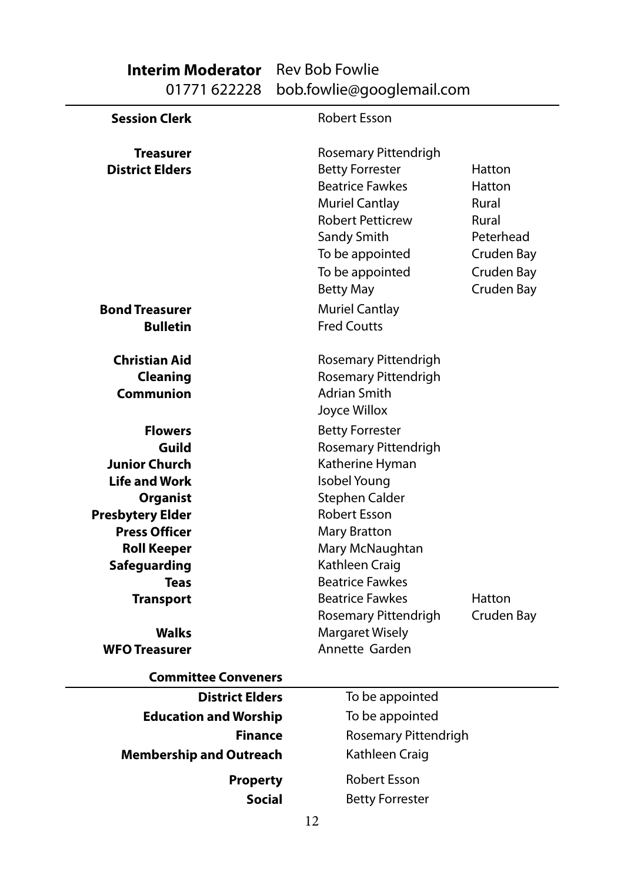**Interim Moderator** Rev Bob Fowlie
01771 622228 bob.fowlie@googlemail.com

| | | |
|---|---|---|
| **Session Clerk** | Robert Esson | |
| **Treasurer** | Rosemary Pittendrigh | |
| **District Elders** | Betty Forrester | Hatton |
| | Beatrice Fawkes | Hatton |
| | Muriel Cantlay | Rural |
| | Robert Petticrew | Rural |
| | Sandy Smith | Peterhead |
| | To be appointed | Cruden Bay |
| | To be appointed | Cruden Bay |
| | Betty May | Cruden Bay |
| **Bond Treasurer** | Muriel Cantlay | |
| **Bulletin** | Fred Coutts | |
| **Christian Aid** | Rosemary Pittendrigh | |
| **Cleaning** | Rosemary Pittendrigh | |
| **Communion** | Adrian Smith | |
| | Joyce Willox | |
| **Flowers** | Betty Forrester | |
| **Guild** | Rosemary Pittendrigh | |
| **Junior Church** | Katherine Hyman | |
| **Life and Work** | Isobel Young | |
| **Organist** | Stephen Calder | |
| **Presbytery Elder** | Robert Esson | |
| **Press Officer** | Mary Bratton | |
| **Roll Keeper** | Mary McNaughtan | |
| **Safeguarding** | Kathleen Craig | |
| **Teas** | Beatrice Fawkes | |
| **Transport** | Beatrice Fawkes | Hatton |
| | Rosemary Pittendrigh | Cruden Bay |
| **Walks** | Margaret Wisely | |
| **WFO Treasurer** | Annette Garden | |

**Committee Conveners**

| | |
|---|---|
| **District Elders** | To be appointed |
| **Education and Worship** | To be appointed |
| **Finance** | Rosemary Pittendrigh |
| **Membership and Outreach** | Kathleen Craig |
| **Property** | Robert Esson |
| **Social** | Betty Forrester |